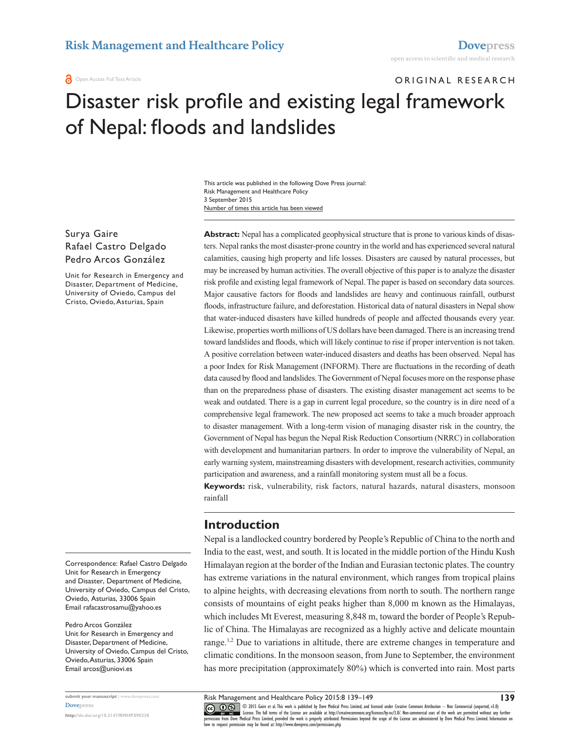Open Access Full Text Article

ORIGINAL RESEARCH

# Disaster risk profile and existing legal framework of Nepal: floods and landslides

This article was published in the following Dove Press journal:
Risk Management and Healthcare Policy
3 September 2015
Number of times this article has been viewed

Surya Gaire
Rafael Castro Delgado
Pedro Arcos González

Unit for Research in Emergency and Disaster, Department of Medicine, University of Oviedo, Campus del Cristo, Oviedo, Asturias, Spain

Correspondence: Rafael Castro Delgado
Unit for Research in Emergency and Disaster, Department of Medicine, University of Oviedo, Campus del Cristo, Oviedo, Asturias, 33006 Spain
Email rafacastrosamu@yahoo.es

Pedro Arcos González
Unit for Research in Emergency and Disaster, Department of Medicine, University of Oviedo, Campus del Cristo, Oviedo, Asturias, 33006 Spain
Email arcos@uniovi.es

**Abstract:** Nepal has a complicated geophysical structure that is prone to various kinds of disasters. Nepal ranks the most disaster-prone country in the world and has experienced several natural calamities, causing high property and life losses. Disasters are caused by natural processes, but may be increased by human activities. The overall objective of this paper is to analyze the disaster risk profile and existing legal framework of Nepal. The paper is based on secondary data sources. Major causative factors for floods and landslides are heavy and continuous rainfall, outburst floods, infrastructure failure, and deforestation. Historical data of natural disasters in Nepal show that water-induced disasters have killed hundreds of people and affected thousands every year. Likewise, properties worth millions of US dollars have been damaged. There is an increasing trend toward landslides and floods, which will likely continue to rise if proper intervention is not taken. A positive correlation between water-induced disasters and deaths has been observed. Nepal has a poor Index for Risk Management (INFORM). There are fluctuations in the recording of death data caused by flood and landslides. The Government of Nepal focuses more on the response phase than on the preparedness phase of disasters. The existing disaster management act seems to be weak and outdated. There is a gap in current legal procedure, so the country is in dire need of a comprehensive legal framework. The new proposed act seems to take a much broader approach to disaster management. With a long-term vision of managing disaster risk in the country, the Government of Nepal has begun the Nepal Risk Reduction Consortium (NRRC) in collaboration with development and humanitarian partners. In order to improve the vulnerability of Nepal, an early warning system, mainstreaming disasters with development, research activities, community participation and awareness, and a rainfall monitoring system must all be a focus.

**Keywords:** risk, vulnerability, risk factors, natural hazards, natural disasters, monsoon rainfall

## Introduction

Nepal is a landlocked country bordered by People's Republic of China to the north and India to the east, west, and south. It is located in the middle portion of the Hindu Kush Himalayan region at the border of the Indian and Eurasian tectonic plates. The country has extreme variations in the natural environment, which ranges from tropical plains to alpine heights, with decreasing elevations from north to south. The northern range consists of mountains of eight peaks higher than 8,000 m known as the Himalayas, which includes Mt Everest, measuring 8,848 m, toward the border of People's Republic of China. The Himalayas are recognized as a highly active and delicate mountain range.[1,2] Due to variations in altitude, there are extreme changes in temperature and climatic conditions. In the monsoon season, from June to September, the environment has more precipitation (approximately 80%) which is converted into rain. Most parts

submit your manuscript | www.dovepress.com
Dovepress
http://dx.doi.org/10.2147/RMHP.S90238

© 2015 Gaire et al. This work is published by Dove Medical Press Limited, and licensed under Creative Commons Attribution – Non Commercial (unported, v3.0) License. The full terms of the License are available at http://creativecommons.org/licenses/by-nc/3.0/. Non-commercial uses of the work are permitted without any further permission from Dove Medical Press Limited, provided the work is properly attributed. Permissions beyond the scope of the License are administered by Dove Medical Press Limited. Information on how to request permission may be found at: http://www.dovepress.com/permissions.php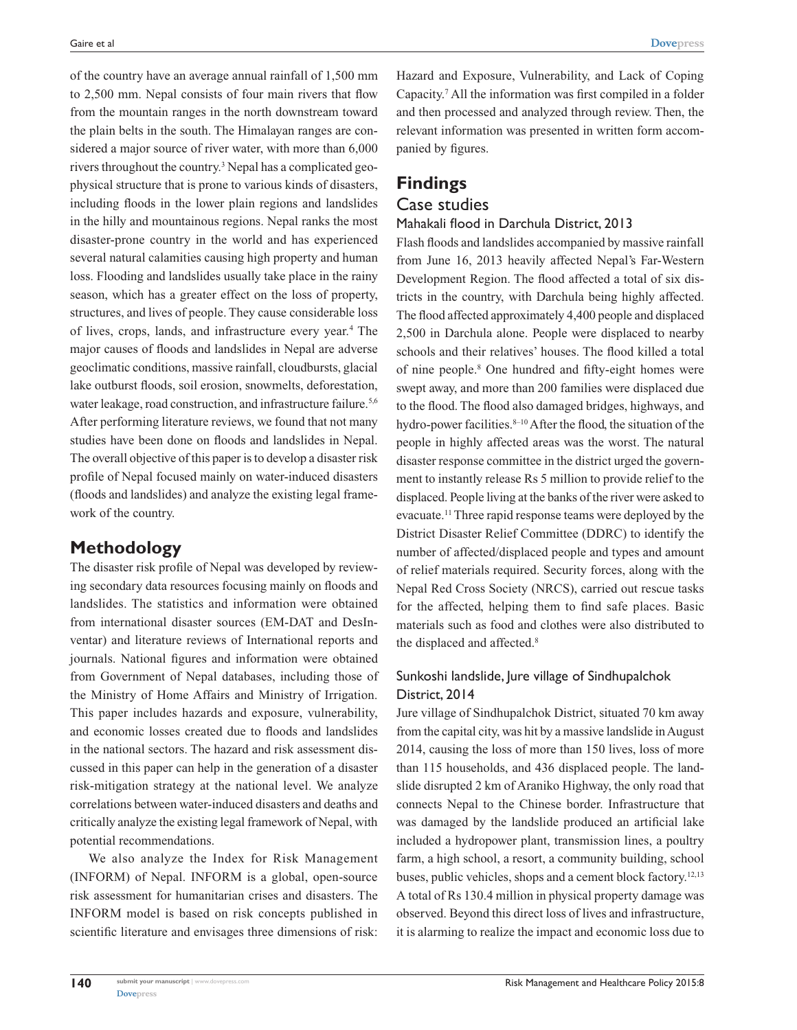of the country have an average annual rainfall of 1,500 mm to 2,500 mm. Nepal consists of four main rivers that flow from the mountain ranges in the north downstream toward the plain belts in the south. The Himalayan ranges are considered a major source of river water, with more than 6,000 rivers throughout the country.[3] Nepal has a complicated geophysical structure that is prone to various kinds of disasters, including floods in the lower plain regions and landslides in the hilly and mountainous regions. Nepal ranks the most disaster-prone country in the world and has experienced several natural calamities causing high property and human loss. Flooding and landslides usually take place in the rainy season, which has a greater effect on the loss of property, structures, and lives of people. They cause considerable loss of lives, crops, lands, and infrastructure every year.[4] The major causes of floods and landslides in Nepal are adverse geoclimatic conditions, massive rainfall, cloudbursts, glacial lake outburst floods, soil erosion, snowmelts, deforestation, water leakage, road construction, and infrastructure failure.[5,6] After performing literature reviews, we found that not many studies have been done on floods and landslides in Nepal. The overall objective of this paper is to develop a disaster risk profile of Nepal focused mainly on water-induced disasters (floods and landslides) and analyze the existing legal framework of the country.

## Methodology

The disaster risk profile of Nepal was developed by reviewing secondary data resources focusing mainly on floods and landslides. The statistics and information were obtained from international disaster sources (EM-DAT and DesInventar) and literature reviews of International reports and journals. National figures and information were obtained from Government of Nepal databases, including those of the Ministry of Home Affairs and Ministry of Irrigation. This paper includes hazards and exposure, vulnerability, and economic losses created due to floods and landslides in the national sectors. The hazard and risk assessment discussed in this paper can help in the generation of a disaster risk-mitigation strategy at the national level. We analyze correlations between water-induced disasters and deaths and critically analyze the existing legal framework of Nepal, with potential recommendations.

We also analyze the Index for Risk Management (INFORM) of Nepal. INFORM is a global, open-source risk assessment for humanitarian crises and disasters. The INFORM model is based on risk concepts published in scientific literature and envisages three dimensions of risk: Hazard and Exposure, Vulnerability, and Lack of Coping Capacity.[7] All the information was first compiled in a folder and then processed and analyzed through review. Then, the relevant information was presented in written form accompanied by figures.

## Findings

### Case studies

#### Mahakali flood in Darchula District, 2013

Flash floods and landslides accompanied by massive rainfall from June 16, 2013 heavily affected Nepal's Far-Western Development Region. The flood affected a total of six districts in the country, with Darchula being highly affected. The flood affected approximately 4,400 people and displaced 2,500 in Darchula alone. People were displaced to nearby schools and their relatives' houses. The flood killed a total of nine people.[8] One hundred and fifty-eight homes were swept away, and more than 200 families were displaced due to the flood. The flood also damaged bridges, highways, and hydro-power facilities.[8–10] After the flood, the situation of the people in highly affected areas was the worst. The natural disaster response committee in the district urged the government to instantly release Rs 5 million to provide relief to the displaced. People living at the banks of the river were asked to evacuate.[11] Three rapid response teams were deployed by the District Disaster Relief Committee (DDRC) to identify the number of affected/displaced people and types and amount of relief materials required. Security forces, along with the Nepal Red Cross Society (NRCS), carried out rescue tasks for the affected, helping them to find safe places. Basic materials such as food and clothes were also distributed to the displaced and affected.[8]

#### Sunkoshi landslide, Jure village of Sindhupalchok District, 2014

Jure village of Sindhupalchok District, situated 70 km away from the capital city, was hit by a massive landslide in August 2014, causing the loss of more than 150 lives, loss of more than 115 households, and 436 displaced people. The landslide disrupted 2 km of Araniko Highway, the only road that connects Nepal to the Chinese border. Infrastructure that was damaged by the landslide produced an artificial lake included a hydropower plant, transmission lines, a poultry farm, a high school, a resort, a community building, school buses, public vehicles, shops and a cement block factory.[12,13] A total of Rs 130.4 million in physical property damage was observed. Beyond this direct loss of lives and infrastructure, it is alarming to realize the impact and economic loss due to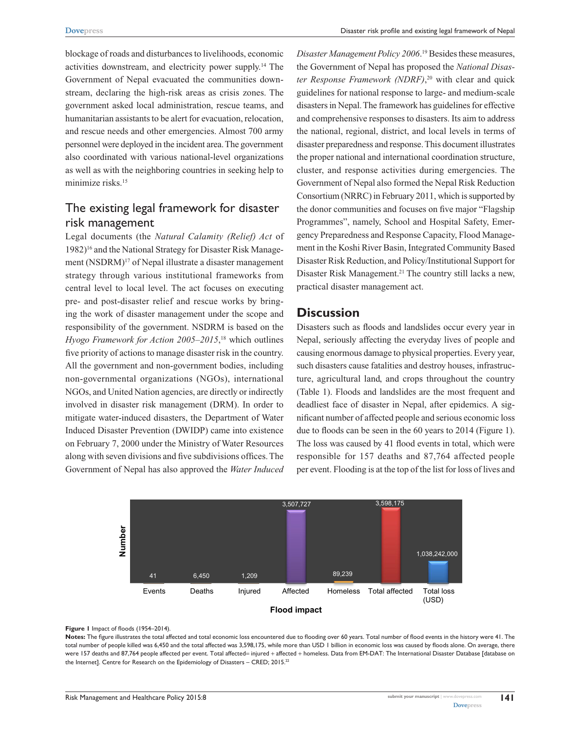blockage of roads and disturbances to livelihoods, economic activities downstream, and electricity power supply.[14] The Government of Nepal evacuated the communities downstream, declaring the high-risk areas as crisis zones. The government asked local administration, rescue teams, and humanitarian assistants to be alert for evacuation, relocation, and rescue needs and other emergencies. Almost 700 army personnel were deployed in the incident area. The government also coordinated with various national-level organizations as well as with the neighboring countries in seeking help to minimize risks.[15]

## The existing legal framework for disaster risk management

Legal documents (the *Natural Calamity (Relief) Act* of 1982)[16] and the National Strategy for Disaster Risk Management (NSDRM)[17] of Nepal illustrate a disaster management strategy through various institutional frameworks from central level to local level. The act focuses on executing pre- and post-disaster relief and rescue works by bringing the work of disaster management under the scope and responsibility of the government. NSDRM is based on the *Hyogo Framework for Action 2005–2015*,[18] which outlines five priority of actions to manage disaster risk in the country. All the government and non-government bodies, including non-governmental organizations (NGOs), international NGOs, and United Nation agencies, are directly or indirectly involved in disaster risk management (DRM). In order to mitigate water-induced disasters, the Department of Water Induced Disaster Prevention (DWIDP) came into existence on February 7, 2000 under the Ministry of Water Resources along with seven divisions and five subdivisions offices. The Government of Nepal has also approved the *Water Induced Disaster Management Policy 2006*.[19] Besides these measures, the Government of Nepal has proposed the *National Disaster Response Framework (NDRF)*,[20] with clear and quick guidelines for national response to large- and medium-scale disasters in Nepal. The framework has guidelines for effective and comprehensive responses to disasters. Its aim to address the national, regional, district, and local levels in terms of disaster preparedness and response. This document illustrates the proper national and international coordination structure, cluster, and response activities during emergencies. The Government of Nepal also formed the Nepal Risk Reduction Consortium (NRRC) in February 2011, which is supported by the donor communities and focuses on five major "Flagship Programmes", namely, School and Hospital Safety, Emergency Preparedness and Response Capacity, Flood Management in the Koshi River Basin, Integrated Community Based Disaster Risk Reduction, and Policy/Institutional Support for Disaster Risk Management.[21] The country still lacks a new, practical disaster management act.

## Discussion

Disasters such as floods and landslides occur every year in Nepal, seriously affecting the everyday lives of people and causing enormous damage to physical properties. Every year, such disasters cause fatalities and destroy houses, infrastructure, agricultural land, and crops throughout the country (Table 1). Floods and landslides are the most frequent and deadliest face of disaster in Nepal, after epidemics. A significant number of affected people and serious economic loss due to floods can be seen in the 60 years to 2014 (Figure 1). The loss was caused by 41 flood events in total, which were responsible for 157 deaths and 87,764 affected people per event. Flooding is at the top of the list for loss of lives and

| Flood impact | Number |
|---|---|
| Events | 41 |
| Deaths | 6,450 |
| Injured | 1,209 |
| Affected | 3,507,727 |
| Homeless | 89,239 |
| Total affected | 3,598,175 |
| Total loss (USD) | 1,038,242,000 |

**Figure 1** Impact of floods (1954–2014).

**Notes:** The figure illustrates the total affected and total economic loss encountered due to flooding over 60 years. Total number of flood events in the history were 41. The total number of people killed was 6,450 and the total affected was 3,598,175, while more than USD 1 billion in economic loss was caused by floods alone. On average, there were 157 deaths and 87,764 people affected per event. Total affected= injured + affected + homeless. Data from EM-DAT: The International Disaster Database [database on the Internet]. Centre for Research on the Epidemiology of Disasters – CRED; 2015.[22]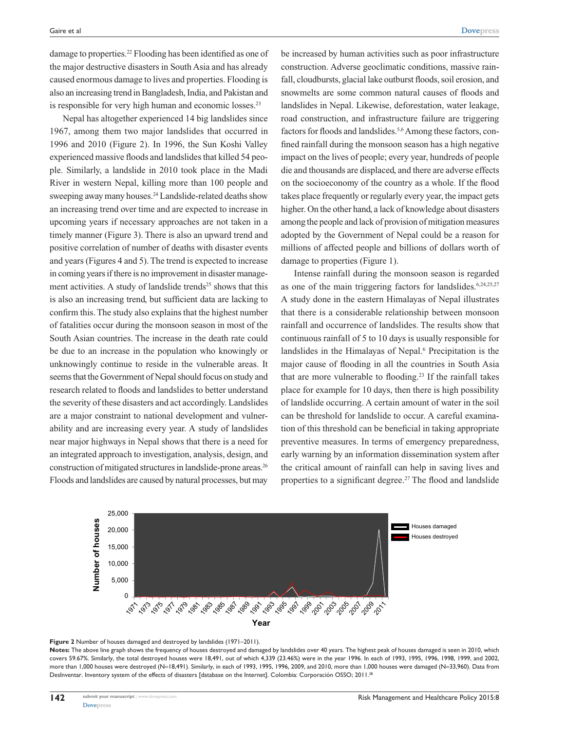damage to properties.[22] Flooding has been identified as one of the major destructive disasters in South Asia and has already caused enormous damage to lives and properties. Flooding is also an increasing trend in Bangladesh, India, and Pakistan and is responsible for very high human and economic losses.[23]

Nepal has altogether experienced 14 big landslides since 1967, among them two major landslides that occurred in 1996 and 2010 (Figure 2). In 1996, the Sun Koshi Valley experienced massive floods and landslides that killed 54 people. Similarly, a landslide in 2010 took place in the Madi River in western Nepal, killing more than 100 people and sweeping away many houses.[24] Landslide-related deaths show an increasing trend over time and are expected to increase in upcoming years if necessary approaches are not taken in a timely manner (Figure 3). There is also an upward trend and positive correlation of number of deaths with disaster events and years (Figures 4 and 5). The trend is expected to increase in coming years if there is no improvement in disaster management activities. A study of landslide trends[25] shows that this is also an increasing trend, but sufficient data are lacking to confirm this. The study also explains that the highest number of fatalities occur during the monsoon season in most of the South Asian countries. The increase in the death rate could be due to an increase in the population who knowingly or unknowingly continue to reside in the vulnerable areas. It seems that the Government of Nepal should focus on study and research related to floods and landslides to better understand the severity of these disasters and act accordingly. Landslides are a major constraint to national development and vulnerability and are increasing every year. A study of landslides near major highways in Nepal shows that there is a need for an integrated approach to investigation, analysis, design, and construction of mitigated structures in landslide-prone areas.[26] Floods and landslides are caused by natural processes, but may be increased by human activities such as poor infrastructure construction. Adverse geoclimatic conditions, massive rainfall, cloudbursts, glacial lake outburst floods, soil erosion, and snowmelts are some common natural causes of floods and landslides in Nepal. Likewise, deforestation, water leakage, road construction, and infrastructure failure are triggering factors for floods and landslides.[5,6] Among these factors, confined rainfall during the monsoon season has a high negative impact on the lives of people; every year, hundreds of people die and thousands are displaced, and there are adverse effects on the socioeconomy of the country as a whole. If the flood takes place frequently or regularly every year, the impact gets higher. On the other hand, a lack of knowledge about disasters among the people and lack of provision of mitigation measures adopted by the Government of Nepal could be a reason for millions of affected people and billions of dollars worth of damage to properties (Figure 1).

Intense rainfall during the monsoon season is regarded as one of the main triggering factors for landslides.[6,24,25,27] A study done in the eastern Himalayas of Nepal illustrates that there is a considerable relationship between monsoon rainfall and occurrence of landslides. The results show that continuous rainfall of 5 to 10 days is usually responsible for landslides in the Himalayas of Nepal.[6] Precipitation is the major cause of flooding in all the countries in South Asia that are more vulnerable to flooding.[23] If the rainfall takes place for example for 10 days, then there is high possibility of landslide occurring. A certain amount of water in the soil can be threshold for landslide to occur. A careful examination of this threshold can be beneficial in taking appropriate preventive measures. In terms of emergency preparedness, early warning by an information dissemination system after the critical amount of rainfall can help in saving lives and properties to a significant degree.[27] The flood and landslide

Number of houses
25,000
20,000
15,000
10,000
5,000
0
1971 1973 1975 1977 1979 1981 1983 1985 1987 1989 1991 1993 1995 1997 1999 2001 2003 2005 2007 2009 2011
Year
Houses damaged
Houses destroyed

**Figure 2** Number of houses damaged and destroyed by landslides (1971–2011).

**Notes:** The above line graph shows the frequency of houses destroyed and damaged by landslides over 40 years. The highest peak of houses damaged is seen in 2010, which covers 59.67%. Similarly, the total destroyed houses were 18,491, out of which 4,339 (23.46%) were in the year 1996. In each of 1993, 1995, 1996, 1998, 1999, and 2002, more than 1,000 houses were destroyed (N=18,491). Similarly, in each of 1993, 1995, 1996, 2009, and 2010, more than 1,000 houses were damaged (N=33,960). Data from DesInventar. Inventory system of the effects of disasters [database on the Internet]. Colombia: Corporación OSSO; 2011.[28]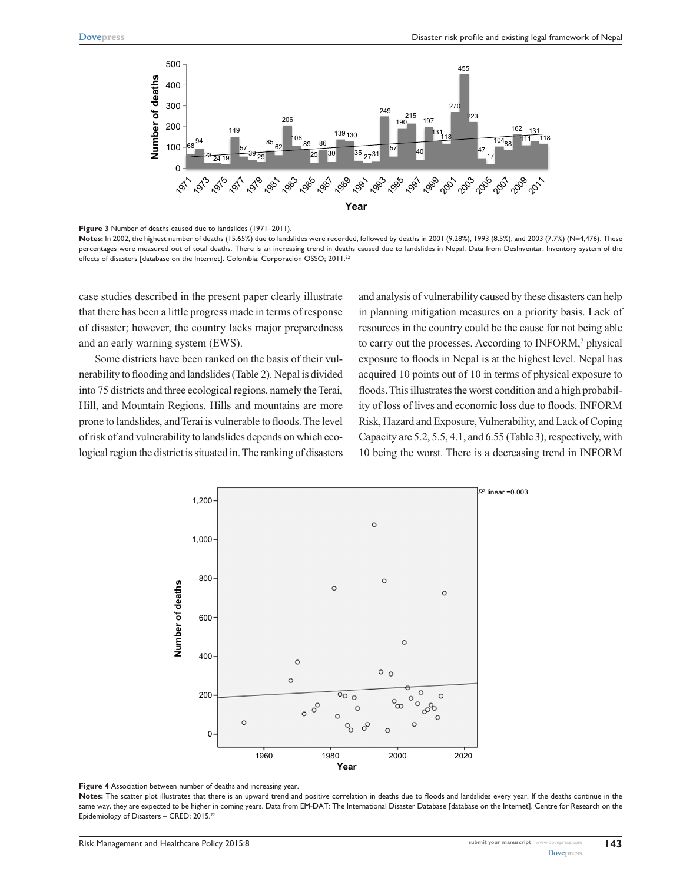Figure 3 Number of deaths caused due to landslides (1971–2011).

**Notes:** In 2002, the highest number of deaths (15.65%) due to landslides were recorded, followed by deaths in 2001 (9.28%), 1993 (8.5%), and 2003 (7.7%) (N=4,476). These percentages were measured out of total deaths. There is an increasing trend in deaths caused due to landslides in Nepal. Data from DesInventar. Inventory system of the effects of disasters [database on the Internet]. Colombia: Corporación OSSO; 2011.[22]

case studies described in the present paper clearly illustrate that there has been a little progress made in terms of response of disaster; however, the country lacks major preparedness and an early warning system (EWS).

Some districts have been ranked on the basis of their vulnerability to flooding and landslides (Table 2). Nepal is divided into 75 districts and three ecological regions, namely the Terai, Hill, and Mountain Regions. Hills and mountains are more prone to landslides, and Terai is vulnerable to floods. The level of risk of and vulnerability to landslides depends on which ecological region the district is situated in. The ranking of disasters and analysis of vulnerability caused by these disasters can help in planning mitigation measures on a priority basis. Lack of resources in the country could be the cause for not being able to carry out the processes. According to INFORM,[7] physical exposure to floods in Nepal is at the highest level. Nepal has acquired 10 points out of 10 in terms of physical exposure to floods. This illustrates the worst condition and a high probability of loss of lives and economic loss due to floods. INFORM Risk, Hazard and Exposure, Vulnerability, and Lack of Coping Capacity are 5.2, 5.5, 4.1, and 6.55 (Table 3), respectively, with 10 being the worst. There is a decreasing trend in INFORM

Figure 4 Association between number of deaths and increasing year.

**Notes:** The scatter plot illustrates that there is an upward trend and positive correlation in deaths due to floods and landslides every year. If the deaths continue in the same way, they are expected to be higher in coming years. Data from EM-DAT: The International Disaster Database [database on the Internet]. Centre for Research on the Epidemiology of Disasters – CRED; 2015.[22]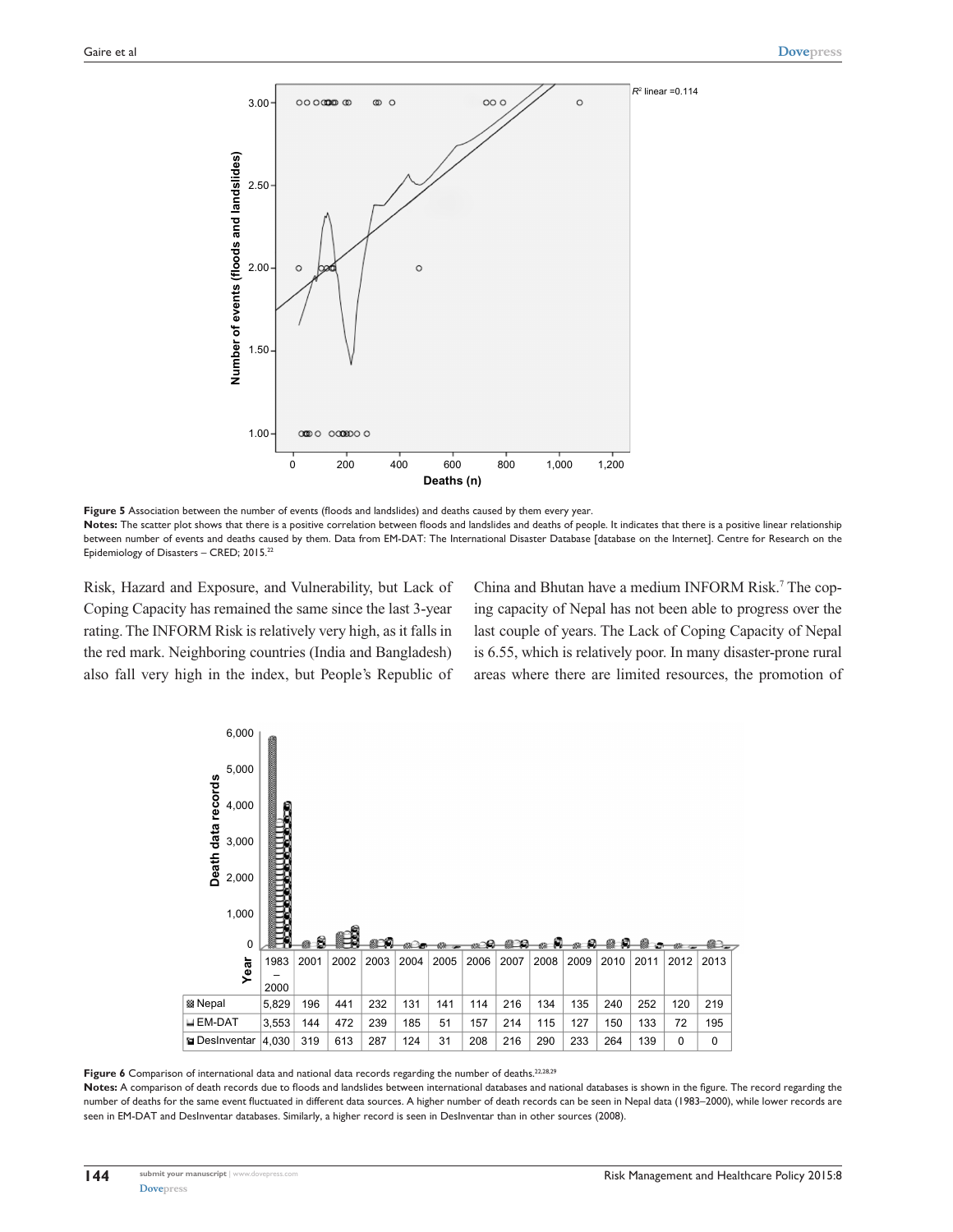**Figure 5** Association between the number of events (floods and landslides) and deaths caused by them every year.

**Notes:** The scatter plot shows that there is a positive correlation between floods and landslides and deaths of people. It indicates that there is a positive linear relationship between number of events and deaths caused by them. Data from EM-DAT: The International Disaster Database [database on the Internet]. Centre for Research on the Epidemiology of Disasters – CRED; 2015.[22]

Risk, Hazard and Exposure, and Vulnerability, but Lack of Coping Capacity has remained the same since the last 3-year rating. The INFORM Risk is relatively very high, as it falls in the red mark. Neighboring countries (India and Bangladesh) also fall very high in the index, but People's Republic of China and Bhutan have a medium INFORM Risk.[7] The coping capacity of Nepal has not been able to progress over the last couple of years. The Lack of Coping Capacity of Nepal is 6.55, which is relatively poor. In many disaster-prone rural areas where there are limited resources, the promotion of

| Year | 1983–2000 | 2001 | 2002 | 2003 | 2004 | 2005 | 2006 | 2007 | 2008 | 2009 | 2010 | 2011 | 2012 | 2013 |
|---|---|---|---|---|---|---|---|---|---|---|---|---|---|---|
| Nepal | 5,829 | 196 | 441 | 232 | 131 | 141 | 114 | 216 | 134 | 135 | 240 | 252 | 120 | 219 |
| EM-DAT | 3,553 | 144 | 472 | 239 | 185 | 51 | 157 | 214 | 115 | 127 | 150 | 133 | 72 | 195 |
| DesInventar | 4,030 | 319 | 613 | 287 | 124 | 31 | 208 | 216 | 290 | 233 | 264 | 139 | 0 | 0 |

**Figure 6** Comparison of international data and national data records regarding the number of deaths.[22,28,29]

**Notes:** A comparison of death records due to floods and landslides between international databases and national databases is shown in the figure. The record regarding the number of deaths for the same event fluctuated in different data sources. A higher number of death records can be seen in Nepal data (1983–2000), while lower records are seen in EM-DAT and DesInventar databases. Similarly, a higher record is seen in DesInventar than in other sources (2008).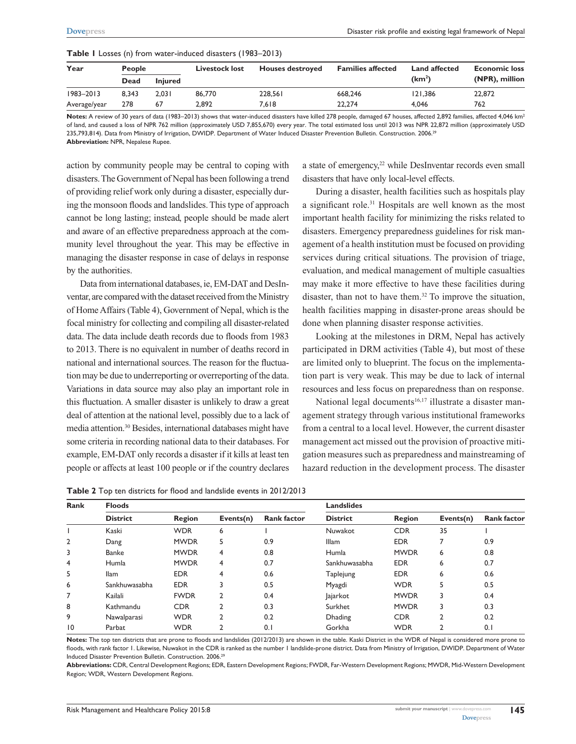**Table 1** Losses (n) from water-induced disasters (1983–2013)

| Year | People | | Livestock lost | Houses destroyed | Families affected | Land affected (km²) | Economic loss (NPR), million |
|---|---|---|---|---|---|---|---|
| | Dead | Injured | | | | | |
| 1983–2013 | 8,343 | 2,031 | 86,770 | 228,561 | 668,246 | 121,386 | 22,872 |
| Average/year | 278 | 67 | 2,892 | 7,618 | 22,274 | 4,046 | 762 |

**Notes:** A review of 30 years of data (1983–2013) shows that water-induced disasters have killed 278 people, damaged 67 houses, affected 2,892 families, affected 4,046 km² of land, and caused a loss of NPR 762 million (approximately USD 7,855,670) every year. The total estimated loss until 2013 was NPR 22,872 million (approximately USD 235,793,814). Data from Ministry of Irrigation, DWIDP. Department of Water Induced Disaster Prevention Bulletin. Construction. 2006.[29]
**Abbreviation:** NPR, Nepalese Rupee.

action by community people may be central to coping with disasters. The Government of Nepal has been following a trend of providing relief work only during a disaster, especially during the monsoon floods and landslides. This type of approach cannot be long lasting; instead, people should be made alert and aware of an effective preparedness approach at the community level throughout the year. This may be effective in managing the disaster response in case of delays in response by the authorities.

Data from international databases, ie, EM-DAT and DesInventar, are compared with the dataset received from the Ministry of Home Affairs (Table 4), Government of Nepal, which is the focal ministry for collecting and compiling all disaster-related data. The data include death records due to floods from 1983 to 2013. There is no equivalent in number of deaths record in national and international sources. The reason for the fluctuation may be due to underreporting or overreporting of the data. Variations in data source may also play an important role in this fluctuation. A smaller disaster is unlikely to draw a great deal of attention at the national level, possibly due to a lack of media attention.[30] Besides, international databases might have some criteria in recording national data to their databases. For example, EM-DAT only records a disaster if it kills at least ten people or affects at least 100 people or if the country declares a state of emergency,[22] while DesInventar records even small disasters that have only local-level effects.

During a disaster, health facilities such as hospitals play a significant role.[31] Hospitals are well known as the most important health facility for minimizing the risks related to disasters. Emergency preparedness guidelines for risk management of a health institution must be focused on providing services during critical situations. The provision of triage, evaluation, and medical management of multiple casualties may make it more effective to have these facilities during disaster, than not to have them.[32] To improve the situation, health facilities mapping in disaster-prone areas should be done when planning disaster response activities.

Looking at the milestones in DRM, Nepal has actively participated in DRM activities (Table 4), but most of these are limited only to blueprint. The focus on the implementation part is very weak. This may be due to lack of internal resources and less focus on preparedness than on response.

National legal documents[16,17] illustrate a disaster management strategy through various institutional frameworks from a central to a local level. However, the current disaster management act missed out the provision of proactive mitigation measures such as preparedness and mainstreaming of hazard reduction in the development process. The disaster

**Table 2** Top ten districts for flood and landslide events in 2012/2013

| Rank | Floods | | | | Landslides | | | |
|---|---|---|---|---|---|---|---|---|
| | District | Region | Events(n) | Rank factor | District | Region | Events(n) | Rank factor |
| 1 | Kaski | WDR | 6 | 1 | Nuwakot | CDR | 35 | 1 |
| 2 | Dang | MWDR | 5 | 0.9 | Illam | EDR | 7 | 0.9 |
| 3 | Banke | MWDR | 4 | 0.8 | Humla | MWDR | 6 | 0.8 |
| 4 | Humla | MWDR | 4 | 0.7 | Sankhuwasabha | EDR | 6 | 0.7 |
| 5 | Ilam | EDR | 4 | 0.6 | Taplejung | EDR | 6 | 0.6 |
| 6 | Sankhuwasabha | EDR | 3 | 0.5 | Myagdi | WDR | 5 | 0.5 |
| 7 | Kailali | FWDR | 2 | 0.4 | Jajarkot | MWDR | 3 | 0.4 |
| 8 | Kathmandu | CDR | 2 | 0.3 | Surkhet | MWDR | 3 | 0.3 |
| 9 | Nawalparasi | WDR | 2 | 0.2 | Dhading | CDR | 2 | 0.2 |
| 10 | Parbat | WDR | 2 | 0.1 | Gorkha | WDR | 2 | 0.1 |

**Notes:** The top ten districts that are prone to floods and landslides (2012/2013) are shown in the table. Kaski District in the WDR of Nepal is considered more prone to floods, with rank factor 1. Likewise, Nuwakot in the CDR is ranked as the number 1 landslide-prone district. Data from Ministry of Irrigation, DWIDP. Department of Water Induced Disaster Prevention Bulletin. Construction. 2006.[29]
**Abbreviations:** CDR, Central Development Regions; EDR, Eastern Development Regions; FWDR, Far-Western Development Regions; MWDR, Mid-Western Development Region; WDR, Western Development Regions.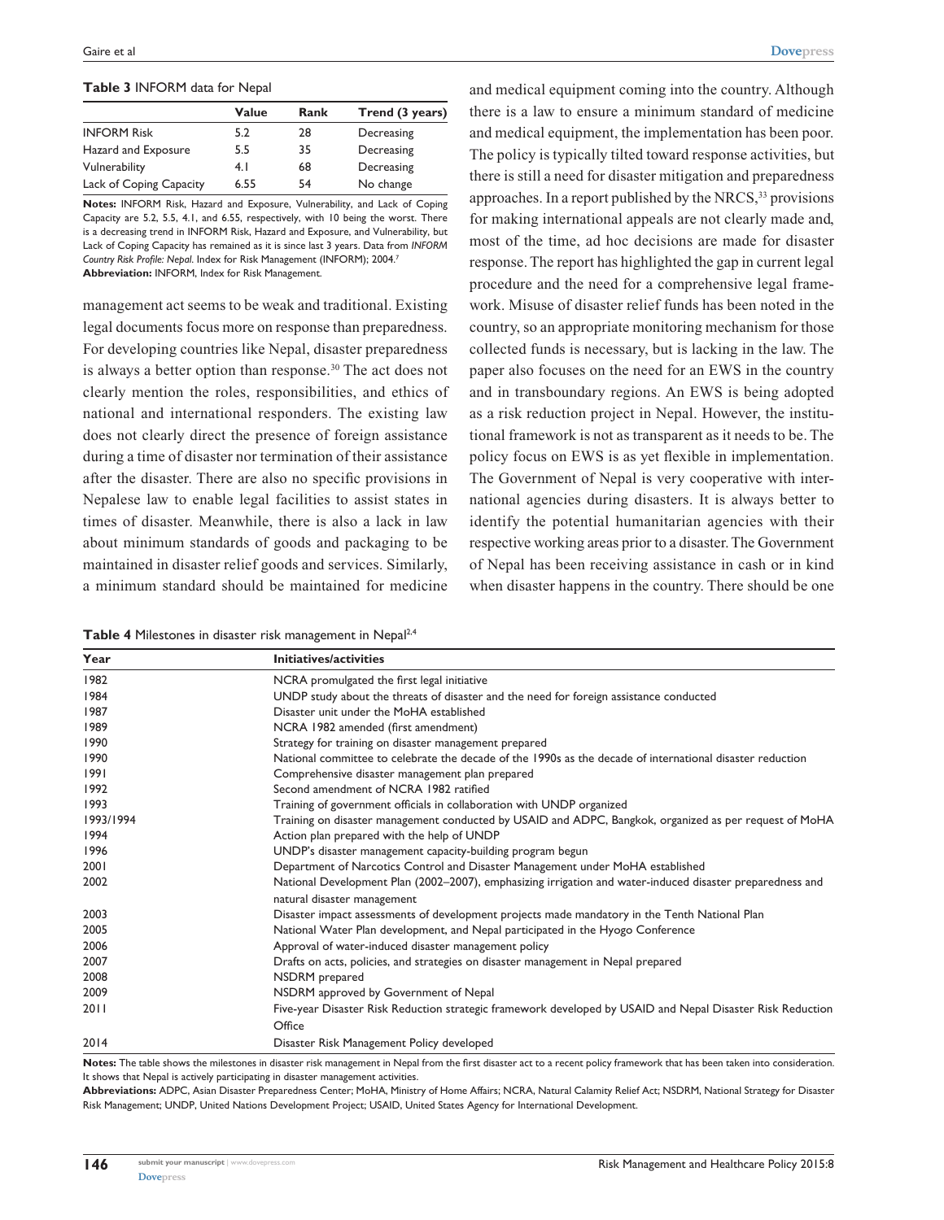**Table 3** INFORM data for Nepal

| | Value | Rank | Trend (3 years) |
|---|---|---|---|
| INFORM Risk | 5.2 | 28 | Decreasing |
| Hazard and Exposure | 5.5 | 35 | Decreasing |
| Vulnerability | 4.1 | 68 | Decreasing |
| Lack of Coping Capacity | 6.55 | 54 | No change |

**Notes:** INFORM Risk, Hazard and Exposure, Vulnerability, and Lack of Coping Capacity are 5.2, 5.5, 4.1, and 6.55, respectively, with 10 being the worst. There is a decreasing trend in INFORM Risk, Hazard and Exposure, and Vulnerability, but Lack of Coping Capacity has remained as it is since last 3 years. Data from *INFORM Country Risk Profile: Nepal*. Index for Risk Management (INFORM); 2004.[7]
**Abbreviation:** INFORM, Index for Risk Management.

management act seems to be weak and traditional. Existing legal documents focus more on response than preparedness. For developing countries like Nepal, disaster preparedness is always a better option than response.[30] The act does not clearly mention the roles, responsibilities, and ethics of national and international responders. The existing law does not clearly direct the presence of foreign assistance during a time of disaster nor termination of their assistance after the disaster. There are also no specific provisions in Nepalese law to enable legal facilities to assist states in times of disaster. Meanwhile, there is also a lack in law about minimum standards of goods and packaging to be maintained in disaster relief goods and services. Similarly, a minimum standard should be maintained for medicine and medical equipment coming into the country. Although there is a law to ensure a minimum standard of medicine and medical equipment, the implementation has been poor. The policy is typically tilted toward response activities, but there is still a need for disaster mitigation and preparedness approaches. In a report published by the NRCS,[33] provisions for making international appeals are not clearly made and, most of the time, ad hoc decisions are made for disaster response. The report has highlighted the gap in current legal procedure and the need for a comprehensive legal framework. Misuse of disaster relief funds has been noted in the country, so an appropriate monitoring mechanism for those collected funds is necessary, but is lacking in the law. The paper also focuses on the need for an EWS in the country and in transboundary regions. An EWS is being adopted as a risk reduction project in Nepal. However, the institutional framework is not as transparent as it needs to be. The policy focus on EWS is as yet flexible in implementation. The Government of Nepal is very cooperative with international agencies during disasters. It is always better to identify the potential humanitarian agencies with their respective working areas prior to a disaster. The Government of Nepal has been receiving assistance in cash or in kind when disaster happens in the country. There should be one

**Table 4** Milestones in disaster risk management in Nepal[2,4]

| Year | Initiatives/activities |
|---|---|
| 1982 | NCRA promulgated the first legal initiative |
| 1984 | UNDP study about the threats of disaster and the need for foreign assistance conducted |
| 1987 | Disaster unit under the MoHA established |
| 1989 | NCRA 1982 amended (first amendment) |
| 1990 | Strategy for training on disaster management prepared |
| 1990 | National committee to celebrate the decade of the 1990s as the decade of international disaster reduction |
| 1991 | Comprehensive disaster management plan prepared |
| 1992 | Second amendment of NCRA 1982 ratified |
| 1993 | Training of government officials in collaboration with UNDP organized |
| 1993/1994 | Training on disaster management conducted by USAID and ADPC, Bangkok, organized as per request of MoHA |
| 1994 | Action plan prepared with the help of UNDP |
| 1996 | UNDP's disaster management capacity-building program begun |
| 2001 | Department of Narcotics Control and Disaster Management under MoHA established |
| 2002 | National Development Plan (2002–2007), emphasizing irrigation and water-induced disaster preparedness and natural disaster management |
| 2003 | Disaster impact assessments of development projects made mandatory in the Tenth National Plan |
| 2005 | National Water Plan development, and Nepal participated in the Hyogo Conference |
| 2006 | Approval of water-induced disaster management policy |
| 2007 | Drafts on acts, policies, and strategies on disaster management in Nepal prepared |
| 2008 | NSDRM prepared |
| 2009 | NSDRM approved by Government of Nepal |
| 2011 | Five-year Disaster Risk Reduction strategic framework developed by USAID and Nepal Disaster Risk Reduction Office |
| 2014 | Disaster Risk Management Policy developed |

**Notes:** The table shows the milestones in disaster risk management in Nepal from the first disaster act to a recent policy framework that has been taken into consideration. It shows that Nepal is actively participating in disaster management activities.
**Abbreviations:** ADPC, Asian Disaster Preparedness Center; MoHA, Ministry of Home Affairs; NCRA, Natural Calamity Relief Act; NSDRM, National Strategy for Disaster Risk Management; UNDP, United Nations Development Project; USAID, United States Agency for International Development.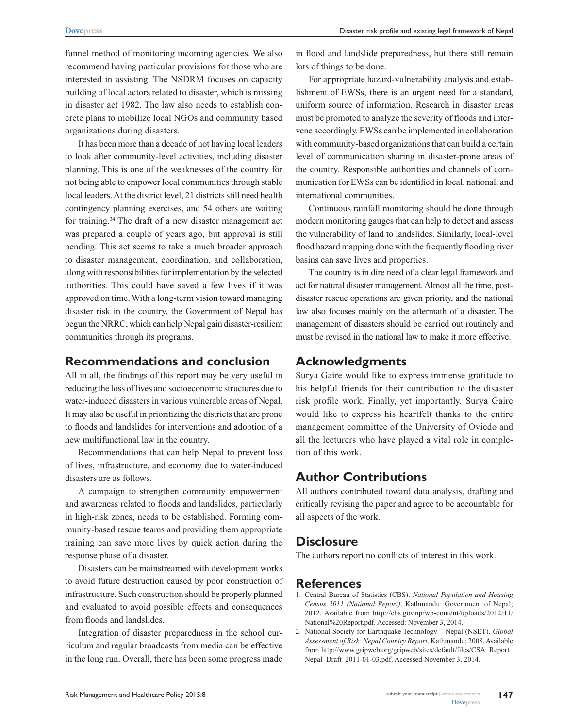funnel method of monitoring incoming agencies. We also recommend having particular provisions for those who are interested in assisting. The NSDRM focuses on capacity building of local actors related to disaster, which is missing in disaster act 1982. The law also needs to establish concrete plans to mobilize local NGOs and community based organizations during disasters.

It has been more than a decade of not having local leaders to look after community-level activities, including disaster planning. This is one of the weaknesses of the country for not being able to empower local communities through stable local leaders. At the district level, 21 districts still need health contingency planning exercises, and 54 others are waiting for training.[34] The draft of a new disaster management act was prepared a couple of years ago, but approval is still pending. This act seems to take a much broader approach to disaster management, coordination, and collaboration, along with responsibilities for implementation by the selected authorities. This could have saved a few lives if it was approved on time. With a long-term vision toward managing disaster risk in the country, the Government of Nepal has begun the NRRC, which can help Nepal gain disaster-resilient communities through its programs.

## Recommendations and conclusion

All in all, the findings of this report may be very useful in reducing the loss of lives and socioeconomic structures due to water-induced disasters in various vulnerable areas of Nepal. It may also be useful in prioritizing the districts that are prone to floods and landslides for interventions and adoption of a new multifunctional law in the country.

Recommendations that can help Nepal to prevent loss of lives, infrastructure, and economy due to water-induced disasters are as follows.

A campaign to strengthen community empowerment and awareness related to floods and landslides, particularly in high-risk zones, needs to be established. Forming community-based rescue teams and providing them appropriate training can save more lives by quick action during the response phase of a disaster.

Disasters can be mainstreamed with development works to avoid future destruction caused by poor construction of infrastructure. Such construction should be properly planned and evaluated to avoid possible effects and consequences from floods and landslides.

Integration of disaster preparedness in the school curriculum and regular broadcasts from media can be effective in the long run. Overall, there has been some progress made in flood and landslide preparedness, but there still remain lots of things to be done.

For appropriate hazard-vulnerability analysis and establishment of EWSs, there is an urgent need for a standard, uniform source of information. Research in disaster areas must be promoted to analyze the severity of floods and intervene accordingly. EWSs can be implemented in collaboration with community-based organizations that can build a certain level of communication sharing in disaster-prone areas of the country. Responsible authorities and channels of communication for EWSs can be identified in local, national, and international communities.

Continuous rainfall monitoring should be done through modern monitoring gauges that can help to detect and assess the vulnerability of land to landslides. Similarly, local-level flood hazard mapping done with the frequently flooding river basins can save lives and properties.

The country is in dire need of a clear legal framework and act for natural disaster management. Almost all the time, post-disaster rescue operations are given priority, and the national law also focuses mainly on the aftermath of a disaster. The management of disasters should be carried out routinely and must be revised in the national law to make it more effective.

## Acknowledgments

Surya Gaire would like to express immense gratitude to his helpful friends for their contribution to the disaster risk profile work. Finally, yet importantly, Surya Gaire would like to express his heartfelt thanks to the entire management committee of the University of Oviedo and all the lecturers who have played a vital role in completion of this work.

## Author Contributions

All authors contributed toward data analysis, drafting and critically revising the paper and agree to be accountable for all aspects of the work.

## Disclosure

The authors report no conflicts of interest in this work.

## References

1. Central Bureau of Statistics (CBS). *National Population and Housing Census 2011 (National Report)*. Kathmandu: Government of Nepal; 2012. Available from http://cbs.gov.np/wp-content/uploads/2012/11/National%20Report.pdf. Accessed: November 3, 2014.
2. National Society for Earthquake Technology – Nepal (NSET). *Global Assessment of Risk: Nepal Country Report*. Kathmandu; 2008. Available from http://www.gripweb.org/gripweb/sites/default/files/CSA_Report_Nepal_Draft_2011-01-03.pdf. Accessed November 3, 2014.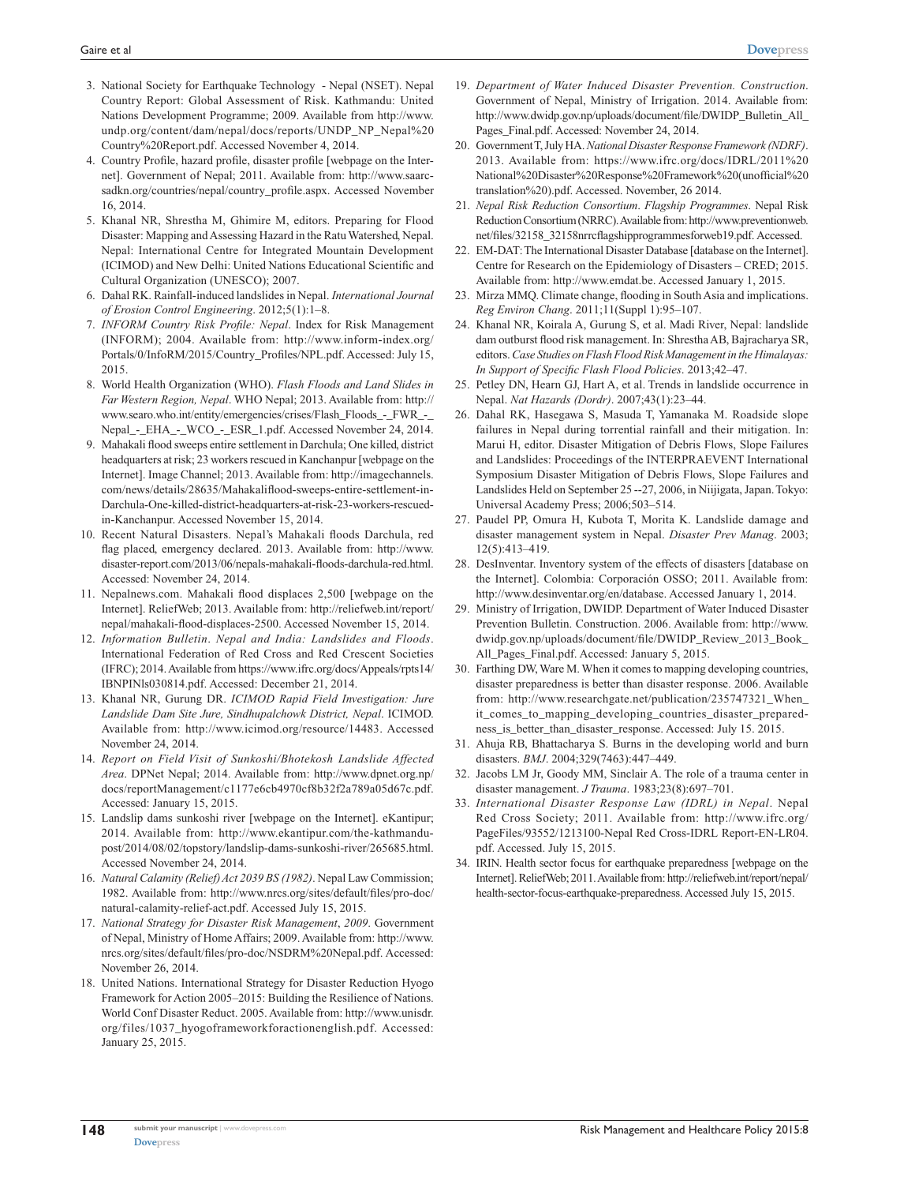3. National Society for Earthquake Technology - Nepal (NSET). Nepal Country Report: Global Assessment of Risk. Kathmandu: United Nations Development Programme; 2009. Available from http://www.undp.org/content/dam/nepal/docs/reports/UNDP_NP_Nepal%20Country%20Report.pdf. Accessed November 4, 2014.
4. Country Profile, hazard profile, disaster profile [webpage on the Internet]. Government of Nepal; 2011. Available from: http://www.saarc-sadkn.org/countries/nepal/country_profile.aspx. Accessed November 16, 2014.
5. Khanal NR, Shrestha M, Ghimire M, editors. Preparing for Flood Disaster: Mapping and Assessing Hazard in the Ratu Watershed, Nepal. Nepal: International Centre for Integrated Mountain Development (ICIMOD) and New Delhi: United Nations Educational Scientific and Cultural Organization (UNESCO); 2007.
6. Dahal RK. Rainfall-induced landslides in Nepal. *International Journal of Erosion Control Engineering*. 2012;5(1):1–8.
7. *INFORM Country Risk Profile: Nepal*. Index for Risk Management (INFORM); 2004. Available from: http://www.inform-index.org/Portals/0/InfoRM/2015/Country_Profiles/NPL.pdf. Accessed: July 15, 2015.
8. World Health Organization (WHO). *Flash Floods and Land Slides in Far Western Region, Nepal*. WHO Nepal; 2013. Available from: http://www.searo.who.int/entity/emergencies/crises/Flash_Floods_-_FWR_-_Nepal_-_EHA_-_WCO_-_ESR_1.pdf. Accessed November 24, 2014.
9. Mahakali flood sweeps entire settlement in Darchula; One killed, district headquarters at risk; 23 workers rescued in Kanchanpur [webpage on the Internet]. Image Channel; 2013. Available from: http://imagechannels.com/news/details/28635/Mahakaliflood-sweeps-entire-settlement-in-Darchula-One-killed-district-headquarters-at-risk-23-workers-rescued-in-Kanchanpur. Accessed November 15, 2014.
10. Recent Natural Disasters. Nepal's Mahakali floods Darchula, red flag placed, emergency declared. 2013. Available from: http://www.disaster-report.com/2013/06/nepals-mahakali-floods-darchula-red.html. Accessed: November 24, 2014.
11. Nepalnews.com. Mahakali flood displaces 2,500 [webpage on the Internet]. ReliefWeb; 2013. Available from: http://reliefweb.int/report/nepal/mahakali-flood-displaces-2500. Accessed November 15, 2014.
12. *Information Bulletin*. *Nepal and India: Landslides and Floods*. International Federation of Red Cross and Red Crescent Societies (IFRC); 2014. Available from https://www.ifrc.org/docs/Appeals/rpts14/IBNPINls030814.pdf. Accessed: December 21, 2014.
13. Khanal NR, Gurung DR. *ICIMOD Rapid Field Investigation: Jure Landslide Dam Site Jure, Sindhupalchowk District, Nepal*. ICIMOD. Available from: http://www.icimod.org/resource/14483. Accessed November 24, 2014.
14. *Report on Field Visit of Sunkoshi/Bhotekosh Landslide Affected Area*. DPNet Nepal; 2014. Available from: http://www.dpnet.org.np/docs/reportManagement/c1177e6cb4970cf8b32f2a789a05d67c.pdf. Accessed: January 15, 2015.
15. Landslip dams sunkoshi river [webpage on the Internet]. eKantipur; 2014. Available from: http://www.ekantipur.com/the-kathmandu-post/2014/08/02/topstory/landslip-dams-sunkoshi-river/265685.html. Accessed November 24, 2014.
16. *Natural Calamity (Relief) Act 2039 BS (1982)*. Nepal Law Commission; 1982. Available from: http://www.nrcs.org/sites/default/files/pro-doc/natural-calamity-relief-act.pdf. Accessed July 15, 2015.
17. *National Strategy for Disaster Risk Management*, *2009*. Government of Nepal, Ministry of Home Affairs; 2009. Available from: http://www.nrcs.org/sites/default/files/pro-doc/NSDRM%20Nepal.pdf. Accessed: November 26, 2014.
18. United Nations. International Strategy for Disaster Reduction Hyogo Framework for Action 2005–2015: Building the Resilience of Nations. World Conf Disaster Reduct. 2005. Available from: http://www.unisdr.org/files/1037_hyogoframeworkforactionenglish.pdf. Accessed: January 25, 2015.
19. *Department of Water Induced Disaster Prevention. Construction*. Government of Nepal, Ministry of Irrigation. 2014. Available from: http://www.dwidp.gov.np/uploads/document/file/DWIDP_Bulletin_All_Pages_Final.pdf. Accessed: November 24, 2014.
20. Government T, July HA. *National Disaster Response Framework (NDRF)*. 2013. Available from: https://www.ifrc.org/docs/IDRL/2011%20National%20Disaster%20Response%20Framework%20(unofficial%20translation%20).pdf. Accessed. November, 26 2014.
21. *Nepal Risk Reduction Consortium*. *Flagship Programmes*. Nepal Risk Reduction Consortium (NRRC). Available from: http://www.preventionweb.net/files/32158_32158nrrcflagshipprogrammesforweb19.pdf. Accessed.
22. EM-DAT: The International Disaster Database [database on the Internet]. Centre for Research on the Epidemiology of Disasters – CRED; 2015. Available from: http://www.emdat.be. Accessed January 1, 2015.
23. Mirza MMQ. Climate change, flooding in South Asia and implications. *Reg Environ Chang*. 2011;11(Suppl 1):95–107.
24. Khanal NR, Koirala A, Gurung S, et al. Madi River, Nepal: landslide dam outburst flood risk management. In: Shrestha AB, Bajracharya SR, editors. *Case Studies on Flash Flood Risk Management in the Himalayas: In Support of Specific Flash Flood Policies*. 2013;42–47.
25. Petley DN, Hearn GJ, Hart A, et al. Trends in landslide occurrence in Nepal. *Nat Hazards (Dordr)*. 2007;43(1):23–44.
26. Dahal RK, Hasegawa S, Masuda T, Yamanaka M. Roadside slope failures in Nepal during torrential rainfall and their mitigation. In: Marui H, editor. Disaster Mitigation of Debris Flows, Slope Failures and Landslides: Proceedings of the INTERPRAEVENT International Symposium Disaster Mitigation of Debris Flows, Slope Failures and Landslides Held on September 25 --27, 2006, in Niijigata, Japan. Tokyo: Universal Academy Press; 2006;503–514.
27. Paudel PP, Omura H, Kubota T, Morita K. Landslide damage and disaster management system in Nepal. *Disaster Prev Manag*. 2003;12(5):413–419.
28. DesInventar. Inventory system of the effects of disasters [database on the Internet]. Colombia: Corporación OSSO; 2011. Available from: http://www.desinventar.org/en/database. Accessed January 1, 2014.
29. Ministry of Irrigation, DWIDP. Department of Water Induced Disaster Prevention Bulletin. Construction. 2006. Available from: http://www.dwidp.gov.np/uploads/document/file/DWIDP_Review_2013_Book_All_Pages_Final.pdf. Accessed: January 5, 2015.
30. Farthing DW, Ware M. When it comes to mapping developing countries, disaster preparedness is better than disaster response. 2006. Available from: http://www.researchgate.net/publication/235747321_When_it_comes_to_mapping_developing_countries_disaster_preparedness_is_better_than_disaster_response. Accessed: July 15. 2015.
31. Ahuja RB, Bhattacharya S. Burns in the developing world and burn disasters. *BMJ*. 2004;329(7463):447–449.
32. Jacobs LM Jr, Goody MM, Sinclair A. The role of a trauma center in disaster management. *J Trauma*. 1983;23(8):697–701.
33. *International Disaster Response Law (IDRL) in Nepal*. Nepal Red Cross Society; 2011. Available from: http://www.ifrc.org/PageFiles/93552/1213100-Nepal Red Cross-IDRL Report-EN-LR04.pdf. Accessed. July 15, 2015.
34. IRIN. Health sector focus for earthquake preparedness [webpage on the Internet]. ReliefWeb; 2011. Available from: http://reliefweb.int/report/nepal/health-sector-focus-earthquake-preparedness. Accessed July 15, 2015.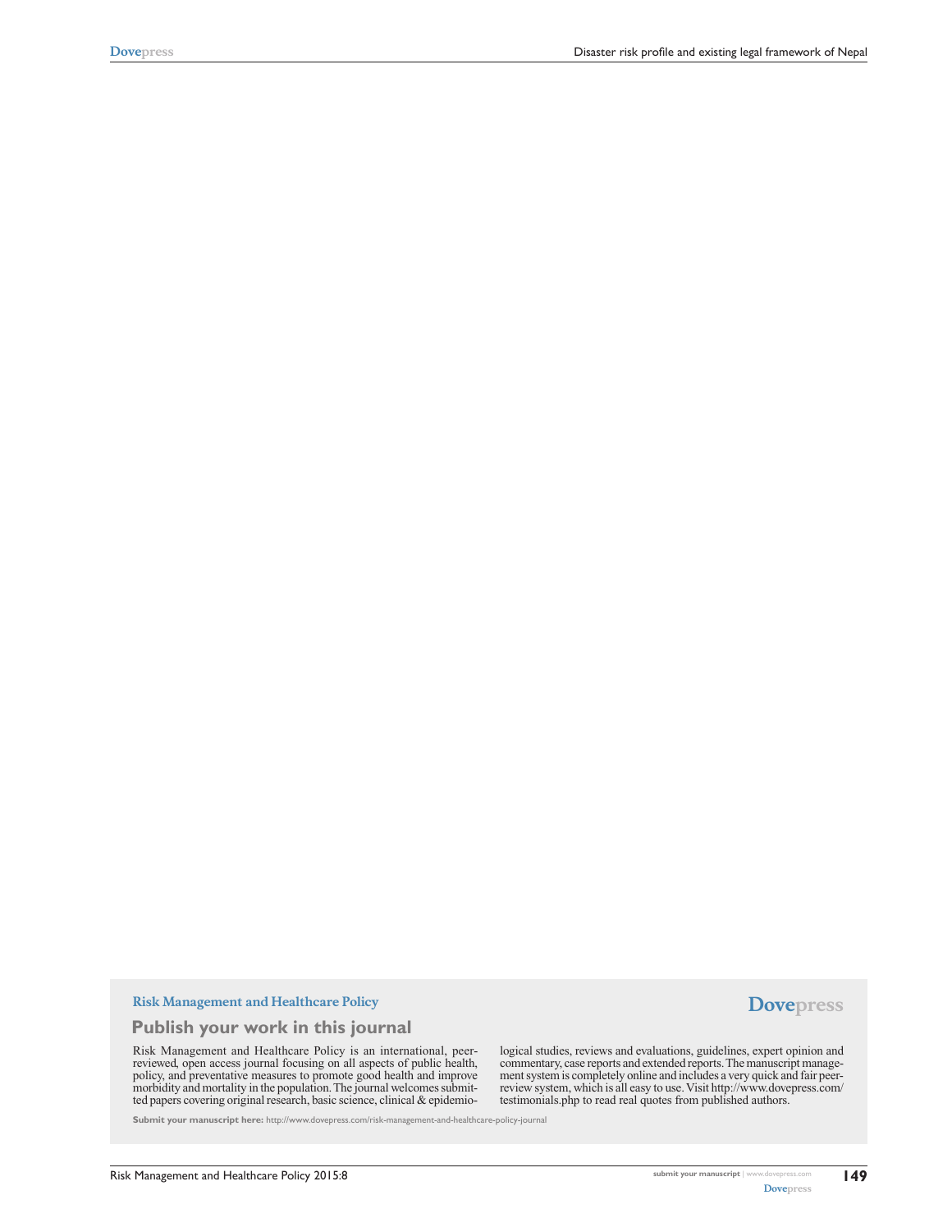**Risk Management and Healthcare Policy**

**Dovepress**

## Publish your work in this journal

Risk Management and Healthcare Policy is an international, peer-reviewed, open access journal focusing on all aspects of public health, policy, and preventative measures to promote good health and improve morbidity and mortality in the population. The journal welcomes submitted papers covering original research, basic science, clinical & epidemiological studies, reviews and evaluations, guidelines, expert opinion and commentary, case reports and extended reports. The manuscript management system is completely online and includes a very quick and fair peer-review system, which is all easy to use. Visit http://www.dovepress.com/testimonials.php to read real quotes from published authors.

**Submit your manuscript here:** http://www.dovepress.com/risk-management-and-healthcare-policy-journal